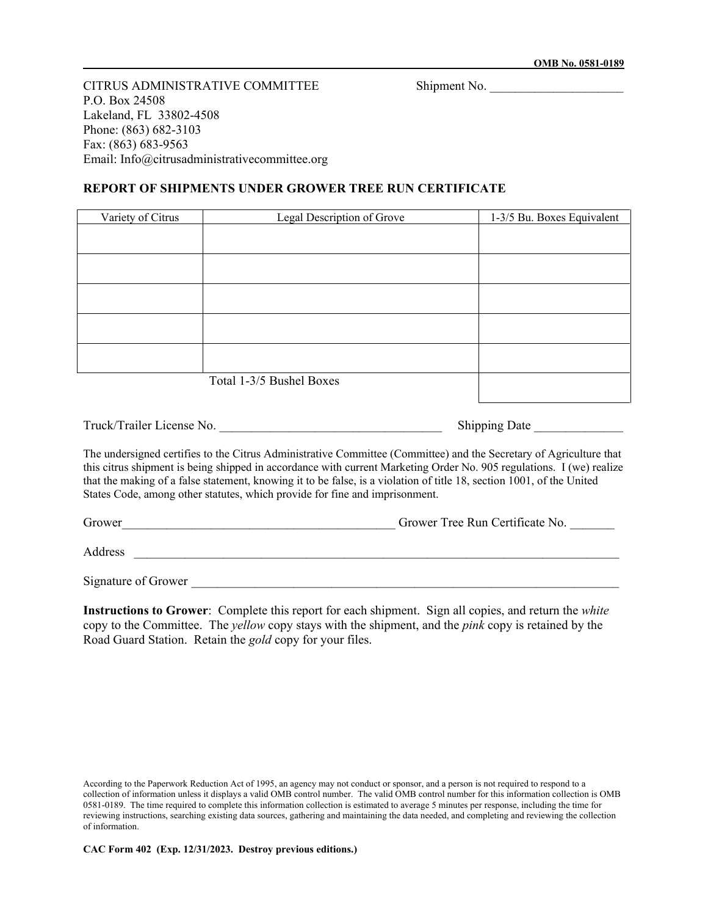OMB No. 0581-0189

CITRUS ADMINISTRATIVE COMMITTEE
P.O. Box 24508
Lakeland, FL 33802-4508
Phone: (863) 682-3103
Fax: (863) 683-9563
Email: Info@citrusadministrativecommittee.org

Shipment No. _____________________

## REPORT OF SHIPMENTS UNDER GROWER TREE RUN CERTIFICATE

| Variety of Citrus | Legal Description of Grove | 1-3/5 Bu. Boxes Equivalent |
|---|---|---|
| | | |
| | | |
| | | |
| | | |
| | | |
| | Total 1-3/5 Bushel Boxes | |

Truck/Trailer License No. ___________________________________ Shipping Date ______________

The undersigned certifies to the Citrus Administrative Committee (Committee) and the Secretary of Agriculture that this citrus shipment is being shipped in accordance with current Marketing Order No. 905 regulations. I (we) realize that the making of a false statement, knowing it to be false, is a violation of title 18, section 1001, of the United States Code, among other statutes, which provide for fine and imprisonment.

Grower___________________________________________ Grower Tree Run Certificate No. _______

Address ___________________________________________________________________________

Signature of Grower _____________________________________________________________________

**Instructions to Grower**: Complete this report for each shipment. Sign all copies, and return the *white* copy to the Committee. The *yellow* copy stays with the shipment, and the *pink* copy is retained by the Road Guard Station. Retain the *gold* copy for your files.

According to the Paperwork Reduction Act of 1995, an agency may not conduct or sponsor, and a person is not required to respond to a collection of information unless it displays a valid OMB control number. The valid OMB control number for this information collection is OMB 0581-0189. The time required to complete this information collection is estimated to average 5 minutes per response, including the time for reviewing instructions, searching existing data sources, gathering and maintaining the data needed, and completing and reviewing the collection of information.

**CAC Form 402 (Exp. 12/31/2023. Destroy previous editions.)**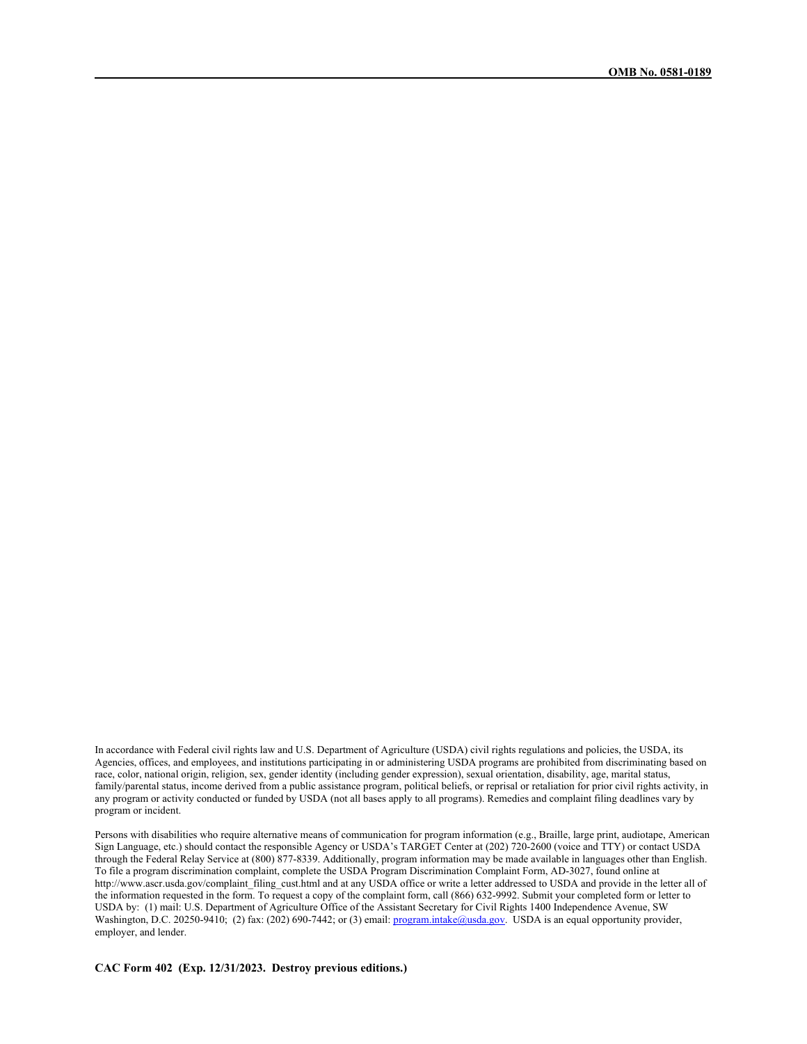OMB No. 0581-0189

In accordance with Federal civil rights law and U.S. Department of Agriculture (USDA) civil rights regulations and policies, the USDA, its Agencies, offices, and employees, and institutions participating in or administering USDA programs are prohibited from discriminating based on race, color, national origin, religion, sex, gender identity (including gender expression), sexual orientation, disability, age, marital status, family/parental status, income derived from a public assistance program, political beliefs, or reprisal or retaliation for prior civil rights activity, in any program or activity conducted or funded by USDA (not all bases apply to all programs). Remedies and complaint filing deadlines vary by program or incident.

Persons with disabilities who require alternative means of communication for program information (e.g., Braille, large print, audiotape, American Sign Language, etc.) should contact the responsible Agency or USDA's TARGET Center at (202) 720-2600 (voice and TTY) or contact USDA through the Federal Relay Service at (800) 877-8339. Additionally, program information may be made available in languages other than English. To file a program discrimination complaint, complete the USDA Program Discrimination Complaint Form, AD-3027, found online at http://www.ascr.usda.gov/complaint_filing_cust.html and at any USDA office or write a letter addressed to USDA and provide in the letter all of the information requested in the form. To request a copy of the complaint form, call (866) 632-9992. Submit your completed form or letter to USDA by: (1) mail: U.S. Department of Agriculture Office of the Assistant Secretary for Civil Rights 1400 Independence Avenue, SW Washington, D.C. 20250-9410; (2) fax: (202) 690-7442; or (3) email: program.intake@usda.gov. USDA is an equal opportunity provider, employer, and lender.

**CAC Form 402 (Exp. 12/31/2023. Destroy previous editions.)**